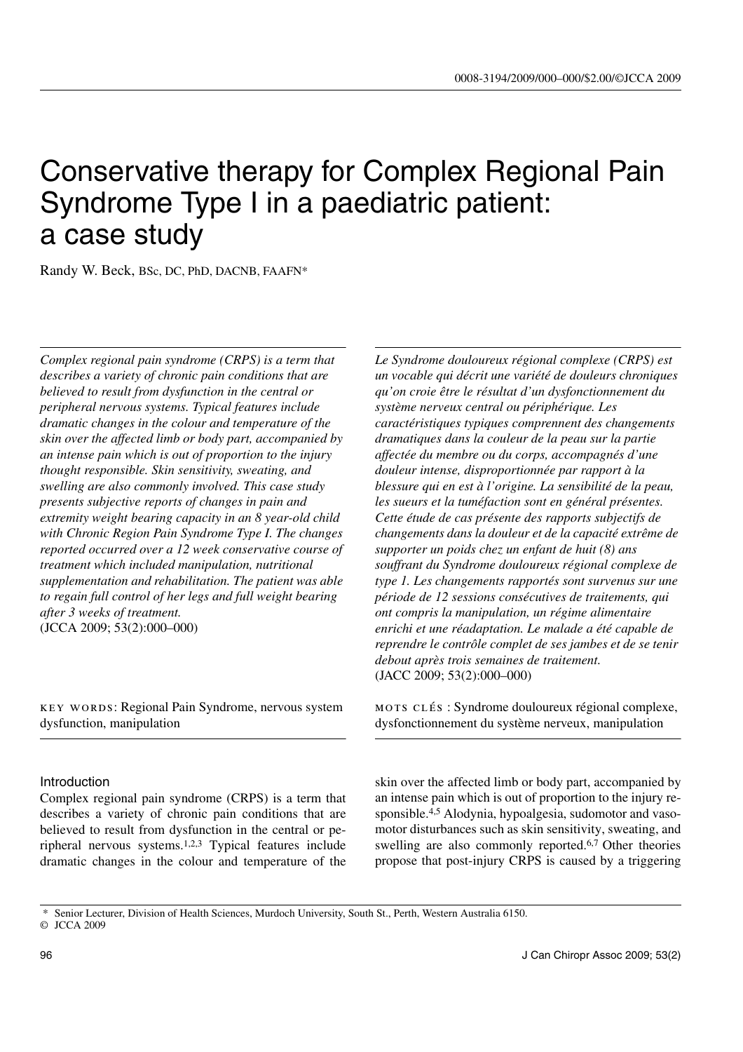# Conservative therapy for Complex Regional Pain Syndrome Type I in a paediatric patient: a case study

Randy W. Beck, BSc, DC, PhD, DACNB, FAAFN*

*Complex regional pain syndrome (CRPS) is a term that describes a variety of chronic pain conditions that are believed to result from dysfunction in the central or peripheral nervous systems. Typical features include dramatic changes in the colour and temperature of the skin over the affected limb or body part, accompanied by an intense pain which is out of proportion to the injury thought responsible. Skin sensitivity, sweating, and swelling are also commonly involved. This case study presents subjective reports of changes in pain and extremity weight bearing capacity in an 8 year-old child with Chronic Region Pain Syndrome Type I. The changes reported occurred over a 12 week conservative course of treatment which included manipulation, nutritional supplementation and rehabilitation. The patient was able to regain full control of her legs and full weight bearing after 3 weeks of treatment.*
(JCCA 2009; 53(2):000–000)

KEY WORDS: Regional Pain Syndrome, nervous system dysfunction, manipulation

*Le Syndrome douloureux régional complexe (CRPS) est un vocable qui décrit une variété de douleurs chroniques qu'on croie être le résultat d'un dysfonctionnement du système nerveux central ou périphérique. Les caractéristiques typiques comprennent des changements dramatiques dans la couleur de la peau sur la partie affectée du membre ou du corps, accompagnés d'une douleur intense, disproportionnée par rapport à la blessure qui en est à l'origine. La sensibilité de la peau, les sueurs et la tuméfaction sont en général présentes. Cette étude de cas présente des rapports subjectifs de changements dans la douleur et de la capacité extrême de supporter un poids chez un enfant de huit (8) ans souffrant du Syndrome douloureux régional complexe de type 1. Les changements rapportés sont survenus sur une période de 12 sessions consécutives de traitements, qui ont compris la manipulation, un régime alimentaire enrichi et une réadaptation. Le malade a été capable de reprendre le contrôle complet de ses jambes et de se tenir debout après trois semaines de traitement.*
(JACC 2009; 53(2):000–000)

MOTS CLÉS : Syndrome douloureux régional complexe, dysfonctionnement du système nerveux, manipulation

## Introduction

Complex regional pain syndrome (CRPS) is a term that describes a variety of chronic pain conditions that are believed to result from dysfunction in the central or peripheral nervous systems.[1,2,3] Typical features include dramatic changes in the colour and temperature of the skin over the affected limb or body part, accompanied by an intense pain which is out of proportion to the injury responsible.[4,5] Alodynia, hypoalgesia, sudomotor and vasomotor disturbances such as skin sensitivity, sweating, and swelling are also commonly reported.[6,7] Other theories propose that post-injury CRPS is caused by a triggering

\* Senior Lecturer, Division of Health Sciences, Murdoch University, South St., Perth, Western Australia 6150.
© JCCA 2009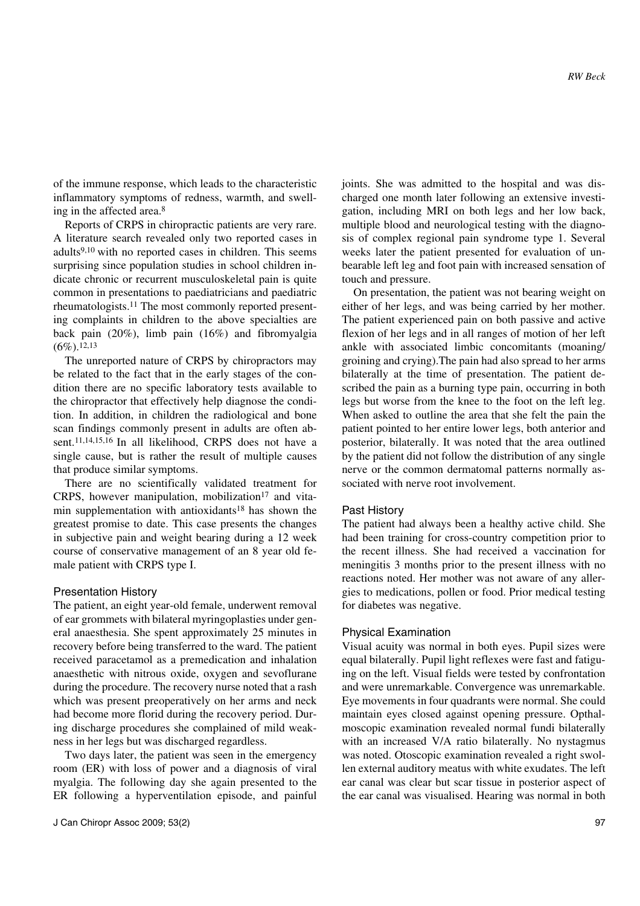of the immune response, which leads to the characteristic inflammatory symptoms of redness, warmth, and swelling in the affected area.[8]

Reports of CRPS in chiropractic patients are very rare. A literature search revealed only two reported cases in adults[9,10] with no reported cases in children. This seems surprising since population studies in school children indicate chronic or recurrent musculoskeletal pain is quite common in presentations to paediatricians and paediatric rheumatologists.[11] The most commonly reported presenting complaints in children to the above specialties are back pain (20%), limb pain (16%) and fibromyalgia (6%).[12,13]

The unreported nature of CRPS by chiropractors may be related to the fact that in the early stages of the condition there are no specific laboratory tests available to the chiropractor that effectively help diagnose the condition. In addition, in children the radiological and bone scan findings commonly present in adults are often absent.[11,14,15,16] In all likelihood, CRPS does not have a single cause, but is rather the result of multiple causes that produce similar symptoms.

There are no scientifically validated treatment for CRPS, however manipulation, mobilization[17] and vitamin supplementation with antioxidants[18] has shown the greatest promise to date. This case presents the changes in subjective pain and weight bearing during a 12 week course of conservative management of an 8 year old female patient with CRPS type I.

## Presentation History

The patient, an eight year-old female, underwent removal of ear grommets with bilateral myringoplasties under general anaesthesia. She spent approximately 25 minutes in recovery before being transferred to the ward. The patient received paracetamol as a premedication and inhalation anaesthetic with nitrous oxide, oxygen and sevoflurane during the procedure. The recovery nurse noted that a rash which was present preoperatively on her arms and neck had become more florid during the recovery period. During discharge procedures she complained of mild weakness in her legs but was discharged regardless.

Two days later, the patient was seen in the emergency room (ER) with loss of power and a diagnosis of viral myalgia. The following day she again presented to the ER following a hyperventilation episode, and painful joints. She was admitted to the hospital and was discharged one month later following an extensive investigation, including MRI on both legs and her low back, multiple blood and neurological testing with the diagnosis of complex regional pain syndrome type 1. Several weeks later the patient presented for evaluation of unbearable left leg and foot pain with increased sensation of touch and pressure.

On presentation, the patient was not bearing weight on either of her legs, and was being carried by her mother. The patient experienced pain on both passive and active flexion of her legs and in all ranges of motion of her left ankle with associated limbic concomitants (moaning/groining and crying).The pain had also spread to her arms bilaterally at the time of presentation. The patient described the pain as a burning type pain, occurring in both legs but worse from the knee to the foot on the left leg. When asked to outline the area that she felt the pain the patient pointed to her entire lower legs, both anterior and posterior, bilaterally. It was noted that the area outlined by the patient did not follow the distribution of any single nerve or the common dermatomal patterns normally associated with nerve root involvement.

## Past History

The patient had always been a healthy active child. She had been training for cross-country competition prior to the recent illness. She had received a vaccination for meningitis 3 months prior to the present illness with no reactions noted. Her mother was not aware of any allergies to medications, pollen or food. Prior medical testing for diabetes was negative.

## Physical Examination

Visual acuity was normal in both eyes. Pupil sizes were equal bilaterally. Pupil light reflexes were fast and fatiguing on the left. Visual fields were tested by confrontation and were unremarkable. Convergence was unremarkable. Eye movements in four quadrants were normal. She could maintain eyes closed against opening pressure. Opthalmoscopic examination revealed normal fundi bilaterally with an increased V/A ratio bilaterally. No nystagmus was noted. Otoscopic examination revealed a right swollen external auditory meatus with white exudates. The left ear canal was clear but scar tissue in posterior aspect of the ear canal was visualised. Hearing was normal in both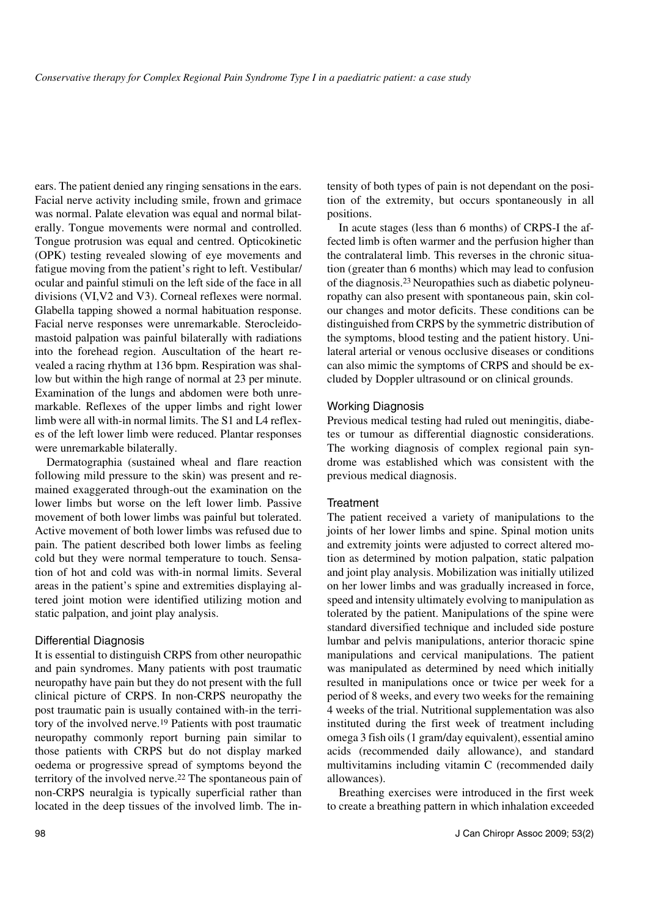ears. The patient denied any ringing sensations in the ears. Facial nerve activity including smile, frown and grimace was normal. Palate elevation was equal and normal bilaterally. Tongue movements were normal and controlled. Tongue protrusion was equal and centred. Opticokinetic (OPK) testing revealed slowing of eye movements and fatigue moving from the patient's right to left. Vestibular/ocular and painful stimuli on the left side of the face in all divisions (VI,V2 and V3). Corneal reflexes were normal. Glabella tapping showed a normal habituation response. Facial nerve responses were unremarkable. Sterocleidomastoid palpation was painful bilaterally with radiations into the forehead region. Auscultation of the heart revealed a racing rhythm at 136 bpm. Respiration was shallow but within the high range of normal at 23 per minute. Examination of the lungs and abdomen were both unremarkable. Reflexes of the upper limbs and right lower limb were all with-in normal limits. The S1 and L4 reflexes of the left lower limb were reduced. Plantar responses were unremarkable bilaterally.

Dermatographia (sustained wheal and flare reaction following mild pressure to the skin) was present and remained exaggerated through-out the examination on the lower limbs but worse on the left lower limb. Passive movement of both lower limbs was painful but tolerated. Active movement of both lower limbs was refused due to pain. The patient described both lower limbs as feeling cold but they were normal temperature to touch. Sensation of hot and cold was with-in normal limits. Several areas in the patient's spine and extremities displaying altered joint motion were identified utilizing motion and static palpation, and joint play analysis.

### Differential Diagnosis

It is essential to distinguish CRPS from other neuropathic and pain syndromes. Many patients with post traumatic neuropathy have pain but they do not present with the full clinical picture of CRPS. In non-CRPS neuropathy the post traumatic pain is usually contained with-in the territory of the involved nerve.[19] Patients with post traumatic neuropathy commonly report burning pain similar to those patients with CRPS but do not display marked oedema or progressive spread of symptoms beyond the territory of the involved nerve.[22] The spontaneous pain of non-CRPS neuralgia is typically superficial rather than located in the deep tissues of the involved limb. The intensity of both types of pain is not dependant on the position of the extremity, but occurs spontaneously in all positions.

In acute stages (less than 6 months) of CRPS-I the affected limb is often warmer and the perfusion higher than the contralateral limb. This reverses in the chronic situation (greater than 6 months) which may lead to confusion of the diagnosis.[23] Neuropathies such as diabetic polyneuropathy can also present with spontaneous pain, skin colour changes and motor deficits. These conditions can be distinguished from CRPS by the symmetric distribution of the symptoms, blood testing and the patient history. Unilateral arterial or venous occlusive diseases or conditions can also mimic the symptoms of CRPS and should be excluded by Doppler ultrasound or on clinical grounds.

### Working Diagnosis

Previous medical testing had ruled out meningitis, diabetes or tumour as differential diagnostic considerations. The working diagnosis of complex regional pain syndrome was established which was consistent with the previous medical diagnosis.

### Treatment

The patient received a variety of manipulations to the joints of her lower limbs and spine. Spinal motion units and extremity joints were adjusted to correct altered motion as determined by motion palpation, static palpation and joint play analysis. Mobilization was initially utilized on her lower limbs and was gradually increased in force, speed and intensity ultimately evolving to manipulation as tolerated by the patient. Manipulations of the spine were standard diversified technique and included side posture lumbar and pelvis manipulations, anterior thoracic spine manipulations and cervical manipulations. The patient was manipulated as determined by need which initially resulted in manipulations once or twice per week for a period of 8 weeks, and every two weeks for the remaining 4 weeks of the trial. Nutritional supplementation was also instituted during the first week of treatment including omega 3 fish oils (1 gram/day equivalent), essential amino acids (recommended daily allowance), and standard multivitamins including vitamin C (recommended daily allowances).

Breathing exercises were introduced in the first week to create a breathing pattern in which inhalation exceeded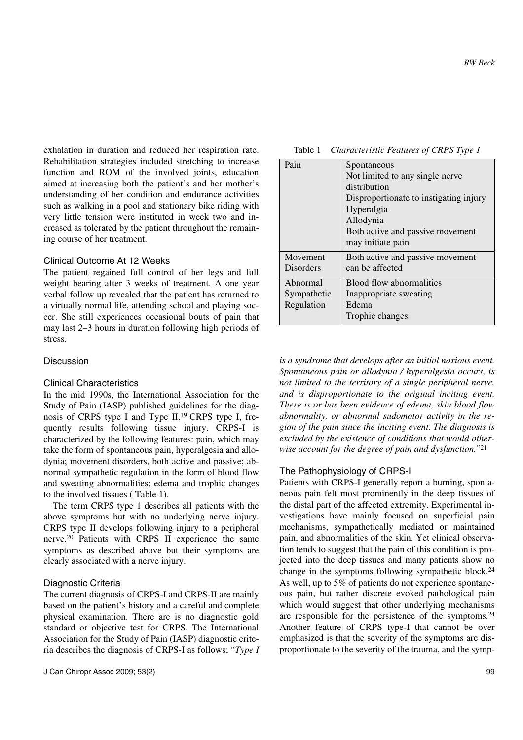exhalation in duration and reduced her respiration rate. Rehabilitation strategies included stretching to increase function and ROM of the involved joints, education aimed at increasing both the patient's and her mother's understanding of her condition and endurance activities such as walking in a pool and stationary bike riding with very little tension were instituted in week two and increased as tolerated by the patient throughout the remaining course of her treatment.

### Clinical Outcome At 12 Weeks

The patient regained full control of her legs and full weight bearing after 3 weeks of treatment. A one year verbal follow up revealed that the patient has returned to a virtually normal life, attending school and playing soccer. She still experiences occasional bouts of pain that may last 2–3 hours in duration following high periods of stress.

## Discussion

### Clinical Characteristics

In the mid 1990s, the International Association for the Study of Pain (IASP) published guidelines for the diagnosis of CRPS type I and Type II.[19] CRPS type I, frequently results following tissue injury. CRPS-I is characterized by the following features: pain, which may take the form of spontaneous pain, hyperalgesia and allodynia; movement disorders, both active and passive; abnormal sympathetic regulation in the form of blood flow and sweating abnormalities; edema and trophic changes to the involved tissues ( Table 1).

The term CRPS type 1 describes all patients with the above symptoms but with no underlying nerve injury. CRPS type II develops following injury to a peripheral nerve.[20] Patients with CRPS II experience the same symptoms as described above but their symptoms are clearly associated with a nerve injury.

### Diagnostic Criteria

The current diagnosis of CRPS-I and CRPS-II are mainly based on the patient's history and a careful and complete physical examination. There are is no diagnostic gold standard or objective test for CRPS. The International Association for the Study of Pain (IASP) diagnostic criteria describes the diagnosis of CRPS-I as follows; "*Type I is a syndrome that develops after an initial noxious event. Spontaneous pain or allodynia / hyperalgesia occurs, is not limited to the territory of a single peripheral nerve, and is disproportionate to the original inciting event. There is or has been evidence of edema, skin blood flow abnormality, or abnormal sudomotor activity in the region of the pain since the inciting event. The diagnosis is excluded by the existence of conditions that would otherwise account for the degree of pain and dysfunction.*"[21]

Table 1 *Characteristic Features of CRPS Type 1*

| | |
|---|---|
| Pain | Spontaneous<br>Not limited to any single nerve distribution<br>Disproportionate to instigating injury<br>Hyperalgia<br>Allodynia<br>Both active and passive movement may initiate pain |
| Movement Disorders | Both active and passive movement can be affected |
| Abnormal Sympathetic Regulation | Blood flow abnormalities<br>Inappropriate sweating<br>Edema<br>Trophic changes |

### The Pathophysiology of CRPS-I

Patients with CRPS-I generally report a burning, spontaneous pain felt most prominently in the deep tissues of the distal part of the affected extremity. Experimental investigations have mainly focused on superficial pain mechanisms, sympathetically mediated or maintained pain, and abnormalities of the skin. Yet clinical observation tends to suggest that the pain of this condition is projected into the deep tissues and many patients show no change in the symptoms following sympathetic block.[24] As well, up to 5% of patients do not experience spontaneous pain, but rather discrete evoked pathological pain which would suggest that other underlying mechanisms are responsible for the persistence of the symptoms.[24] Another feature of CRPS type-I that cannot be over emphasized is that the severity of the symptoms are disproportionate to the severity of the trauma, and the symp-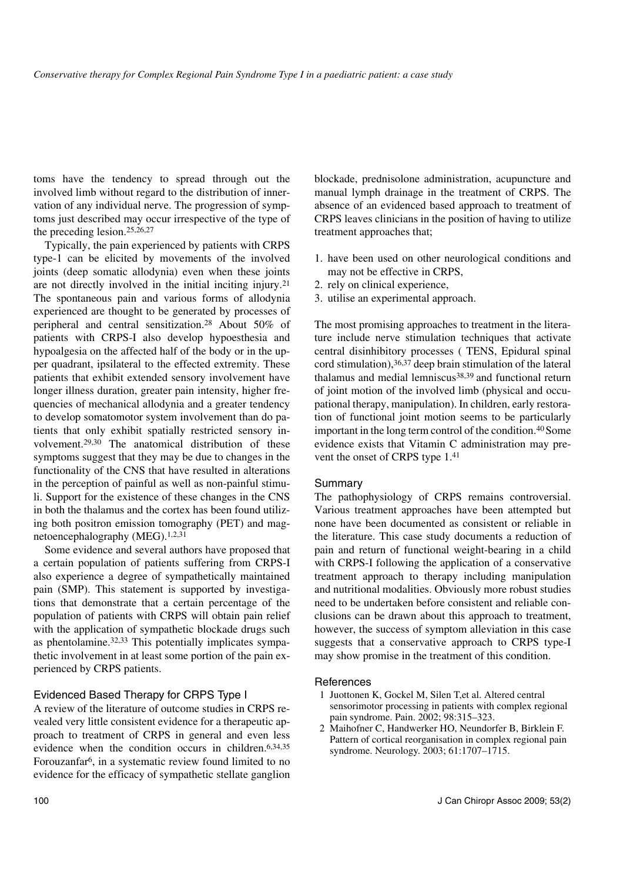toms have the tendency to spread through out the involved limb without regard to the distribution of innervation of any individual nerve. The progression of symptoms just described may occur irrespective of the type of the preceding lesion.[25,26,27]

Typically, the pain experienced by patients with CRPS type-1 can be elicited by movements of the involved joints (deep somatic allodynia) even when these joints are not directly involved in the initial inciting injury.[21] The spontaneous pain and various forms of allodynia experienced are thought to be generated by processes of peripheral and central sensitization.[28] About 50% of patients with CRPS-I also develop hypoesthesia and hypoalgesia on the affected half of the body or in the upper quadrant, ipsilateral to the effected extremity. These patients that exhibit extended sensory involvement have longer illness duration, greater pain intensity, higher frequencies of mechanical allodynia and a greater tendency to develop somatomotor system involvement than do patients that only exhibit spatially restricted sensory involvement.[29,30] The anatomical distribution of these symptoms suggest that they may be due to changes in the functionality of the CNS that have resulted in alterations in the perception of painful as well as non-painful stimuli. Support for the existence of these changes in the CNS in both the thalamus and the cortex has been found utilizing both positron emission tomography (PET) and magnetoencephalography (MEG).[1,2,31]

Some evidence and several authors have proposed that a certain population of patients suffering from CRPS-I also experience a degree of sympathetically maintained pain (SMP). This statement is supported by investigations that demonstrate that a certain percentage of the population of patients with CRPS will obtain pain relief with the application of sympathetic blockade drugs such as phentolamine.[32,33] This potentially implicates sympathetic involvement in at least some portion of the pain experienced by CRPS patients.

## Evidenced Based Therapy for CRPS Type I

A review of the literature of outcome studies in CRPS revealed very little consistent evidence for a therapeutic approach to treatment of CRPS in general and even less evidence when the condition occurs in children.[6,34,35] Forouzanfar[6], in a systematic review found limited to no evidence for the efficacy of sympathetic stellate ganglion blockade, prednisolone administration, acupuncture and manual lymph drainage in the treatment of CRPS. The absence of an evidenced based approach to treatment of CRPS leaves clinicians in the position of having to utilize treatment approaches that;

1. have been used on other neurological conditions and may not be effective in CRPS,
2. rely on clinical experience,
3. utilise an experimental approach.

The most promising approaches to treatment in the literature include nerve stimulation techniques that activate central disinhibitory processes ( TENS, Epidural spinal cord stimulation),[36,37] deep brain stimulation of the lateral thalamus and medial lemniscus[38,39] and functional return of joint motion of the involved limb (physical and occupational therapy, manipulation). In children, early restoration of functional joint motion seems to be particularly important in the long term control of the condition.[40] Some evidence exists that Vitamin C administration may prevent the onset of CRPS type 1.[41]

## Summary

The pathophysiology of CRPS remains controversial. Various treatment approaches have been attempted but none have been documented as consistent or reliable in the literature. This case study documents a reduction of pain and return of functional weight-bearing in a child with CRPS-I following the application of a conservative treatment approach to therapy including manipulation and nutritional modalities. Obviously more robust studies need to be undertaken before consistent and reliable conclusions can be drawn about this approach to treatment, however, the success of symptom alleviation in this case suggests that a conservative approach to CRPS type-I may show promise in the treatment of this condition.

## References

1. Juottonen K, Gockel M, Silen T,et al. Altered central sensorimotor processing in patients with complex regional pain syndrome. Pain. 2002; 98:315–323.
2. Maihofner C, Handwerker HO, Neundorfer B, Birklein F. Pattern of cortical reorganisation in complex regional pain syndrome. Neurology. 2003; 61:1707–1715.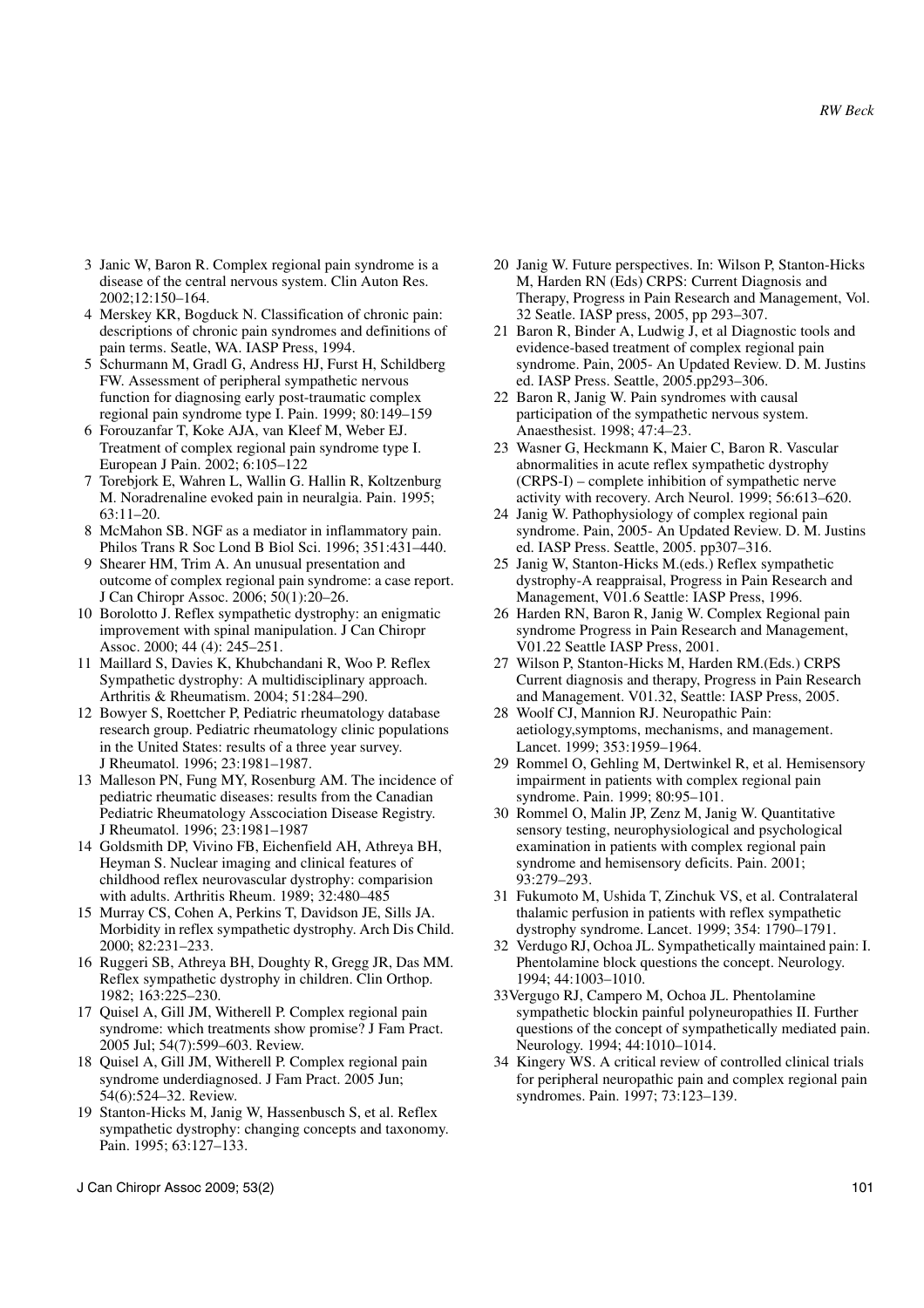3. Janic W, Baron R. Complex regional pain syndrome is a disease of the central nervous system. Clin Auton Res. 2002;12:150–164.
4. Merskey KR, Bogduck N. Classification of chronic pain: descriptions of chronic pain syndromes and definitions of pain terms. Seatle, WA. IASP Press, 1994.
5. Schurmann M, Gradl G, Andress HJ, Furst H, Schildberg FW. Assessment of peripheral sympathetic nervous function for diagnosing early post-traumatic complex regional pain syndrome type I. Pain. 1999; 80:149–159
6. Forouzanfar T, Koke AJA, van Kleef M, Weber EJ. Treatment of complex regional pain syndrome type I. European J Pain. 2002; 6:105–122
7. Torebjork E, Wahren L, Wallin G. Hallin R, Koltzenburg M. Noradrenaline evoked pain in neuralgia. Pain. 1995; 63:11–20.
8. McMahon SB. NGF as a mediator in inflammatory pain. Philos Trans R Soc Lond B Biol Sci. 1996; 351:431–440.
9. Shearer HM, Trim A. An unusual presentation and outcome of complex regional pain syndrome: a case report. J Can Chiropr Assoc. 2006; 50(1):20–26.
10. Borolotto J. Reflex sympathetic dystrophy: an enigmatic improvement with spinal manipulation. J Can Chiropr Assoc. 2000; 44 (4): 245–251.
11. Maillard S, Davies K, Khubchandani R, Woo P. Reflex Sympathetic dystrophy: A multidisciplinary approach. Arthritis & Rheumatism. 2004; 51:284–290.
12. Bowyer S, Roettcher P, Pediatric rheumatology database research group. Pediatric rheumatology clinic populations in the United States: results of a three year survey. J Rheumatol. 1996; 23:1981–1987.
13. Malleson PN, Fung MY, Rosenburg AM. The incidence of pediatric rheumatic diseases: results from the Canadian Pediatric Rheumatology Asscociation Disease Registry. J Rheumatol. 1996; 23:1981–1987
14. Goldsmith DP, Vivino FB, Eichenfield AH, Athreya BH, Heyman S. Nuclear imaging and clinical features of childhood reflex neurovascular dystrophy: comparision with adults. Arthritis Rheum. 1989; 32:480–485
15. Murray CS, Cohen A, Perkins T, Davidson JE, Sills JA. Morbidity in reflex sympathetic dystrophy. Arch Dis Child. 2000; 82:231–233.
16. Ruggeri SB, Athreya BH, Doughty R, Gregg JR, Das MM. Reflex sympathetic dystrophy in children. Clin Orthop. 1982; 163:225–230.
17. Quisel A, Gill JM, Witherell P. Complex regional pain syndrome: which treatments show promise? J Fam Pract. 2005 Jul; 54(7):599–603. Review.
18. Quisel A, Gill JM, Witherell P. Complex regional pain syndrome underdiagnosed. J Fam Pract. 2005 Jun; 54(6):524–32. Review.
19. Stanton-Hicks M, Janig W, Hassenbusch S, et al. Reflex sympathetic dystrophy: changing concepts and taxonomy. Pain. 1995; 63:127–133.
20. Janig W. Future perspectives. In: Wilson P, Stanton-Hicks M, Harden RN (Eds) CRPS: Current Diagnosis and Therapy, Progress in Pain Research and Management, Vol. 32 Seatle. IASP press, 2005, pp 293–307.
21. Baron R, Binder A, Ludwig J, et al Diagnostic tools and evidence-based treatment of complex regional pain syndrome. Pain, 2005- An Updated Review. D. M. Justins ed. IASP Press. Seattle, 2005.pp293–306.
22. Baron R, Janig W. Pain syndromes with causal participation of the sympathetic nervous system. Anaesthesist. 1998; 47:4–23.
23. Wasner G, Heckmann K, Maier C, Baron R. Vascular abnormalities in acute reflex sympathetic dystrophy (CRPS-I) – complete inhibition of sympathetic nerve activity with recovery. Arch Neurol. 1999; 56:613–620.
24. Janig W. Pathophysiology of complex regional pain syndrome. Pain, 2005- An Updated Review. D. M. Justins ed. IASP Press. Seattle, 2005. pp307–316.
25. Janig W, Stanton-Hicks M.(eds.) Reflex sympathetic dystrophy-A reappraisal, Progress in Pain Research and Management, V01.6 Seattle: IASP Press, 1996.
26. Harden RN, Baron R, Janig W. Complex Regional pain syndrome Progress in Pain Research and Management, V01.22 Seattle IASP Press, 2001.
27. Wilson P, Stanton-Hicks M, Harden RM.(Eds.) CRPS Current diagnosis and therapy, Progress in Pain Research and Management. V01.32, Seattle: IASP Press, 2005.
28. Woolf CJ, Mannion RJ. Neuropathic Pain: aetiology,symptoms, mechanisms, and management. Lancet. 1999; 353:1959–1964.
29. Rommel O, Gehling M, Dertwinkel R, et al. Hemisensory impairment in patients with complex regional pain syndrome. Pain. 1999; 80:95–101.
30. Rommel O, Malin JP, Zenz M, Janig W. Quantitative sensory testing, neurophysiological and psychological examination in patients with complex regional pain syndrome and hemisensory deficits. Pain. 2001; 93:279–293.
31. Fukumoto M, Ushida T, Zinchuk VS, et al. Contralateral thalamic perfusion in patients with reflex sympathetic dystrophy syndrome. Lancet. 1999; 354: 1790–1791.
32. Verdugo RJ, Ochoa JL. Sympathetically maintained pain: I. Phentolamine block questions the concept. Neurology. 1994; 44:1003–1010.
33. Vergugo RJ, Campero M, Ochoa JL. Phentolamine sympathetic blockin painful polyneuropathies II. Further questions of the concept of sympathetically mediated pain. Neurology. 1994; 44:1010–1014.
34. Kingery WS. A critical review of controlled clinical trials for peripheral neuropathic pain and complex regional pain syndromes. Pain. 1997; 73:123–139.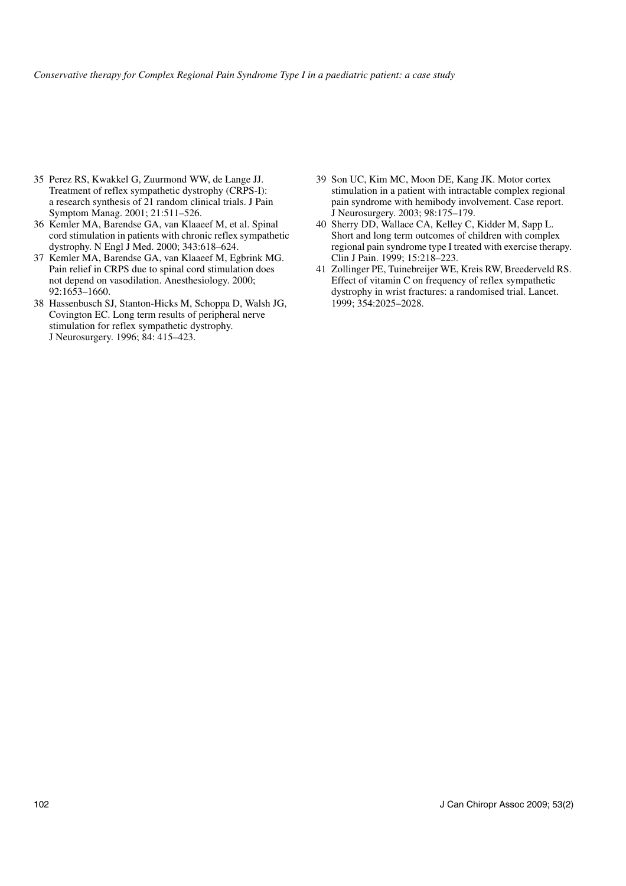35 Perez RS, Kwakkel G, Zuurmond WW, de Lange JJ. Treatment of reflex sympathetic dystrophy (CRPS-I): a research synthesis of 21 random clinical trials. J Pain Symptom Manag. 2001; 21:511–526.

36 Kemler MA, Barendse GA, van Klaaeef M, et al. Spinal cord stimulation in patients with chronic reflex sympathetic dystrophy. N Engl J Med. 2000; 343:618–624.

37 Kemler MA, Barendse GA, van Klaaeef M, Egbrink MG. Pain relief in CRPS due to spinal cord stimulation does not depend on vasodilation. Anesthesiology. 2000; 92:1653–1660.

38 Hassenbusch SJ, Stanton-Hicks M, Schoppa D, Walsh JG, Covington EC. Long term results of peripheral nerve stimulation for reflex sympathetic dystrophy. J Neurosurgery. 1996; 84: 415–423.

39 Son UC, Kim MC, Moon DE, Kang JK. Motor cortex stimulation in a patient with intractable complex regional pain syndrome with hemibody involvement. Case report. J Neurosurgery. 2003; 98:175–179.

40 Sherry DD, Wallace CA, Kelley C, Kidder M, Sapp L. Short and long term outcomes of children with complex regional pain syndrome type I treated with exercise therapy. Clin J Pain. 1999; 15:218–223.

41 Zollinger PE, Tuinebreijer WE, Kreis RW, Breederveld RS. Effect of vitamin C on frequency of reflex sympathetic dystrophy in wrist fractures: a randomised trial. Lancet. 1999; 354:2025–2028.